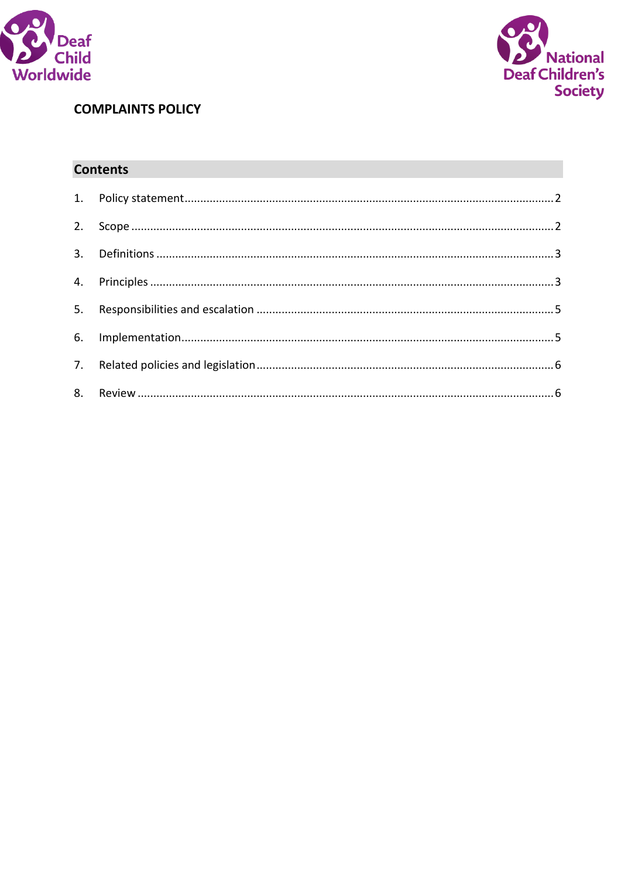Deaf Child Worldwide

National Deaf Children's Society

# COMPLAINTS POLICY

## Contents

1. Policy statement ........ 2
2. Scope ........ 2
3. Definitions ........ 3
4. Principles ........ 3
5. Responsibilities and escalation ........ 5
6. Implementation ........ 5
7. Related policies and legislation ........ 6
8. Review ........ 6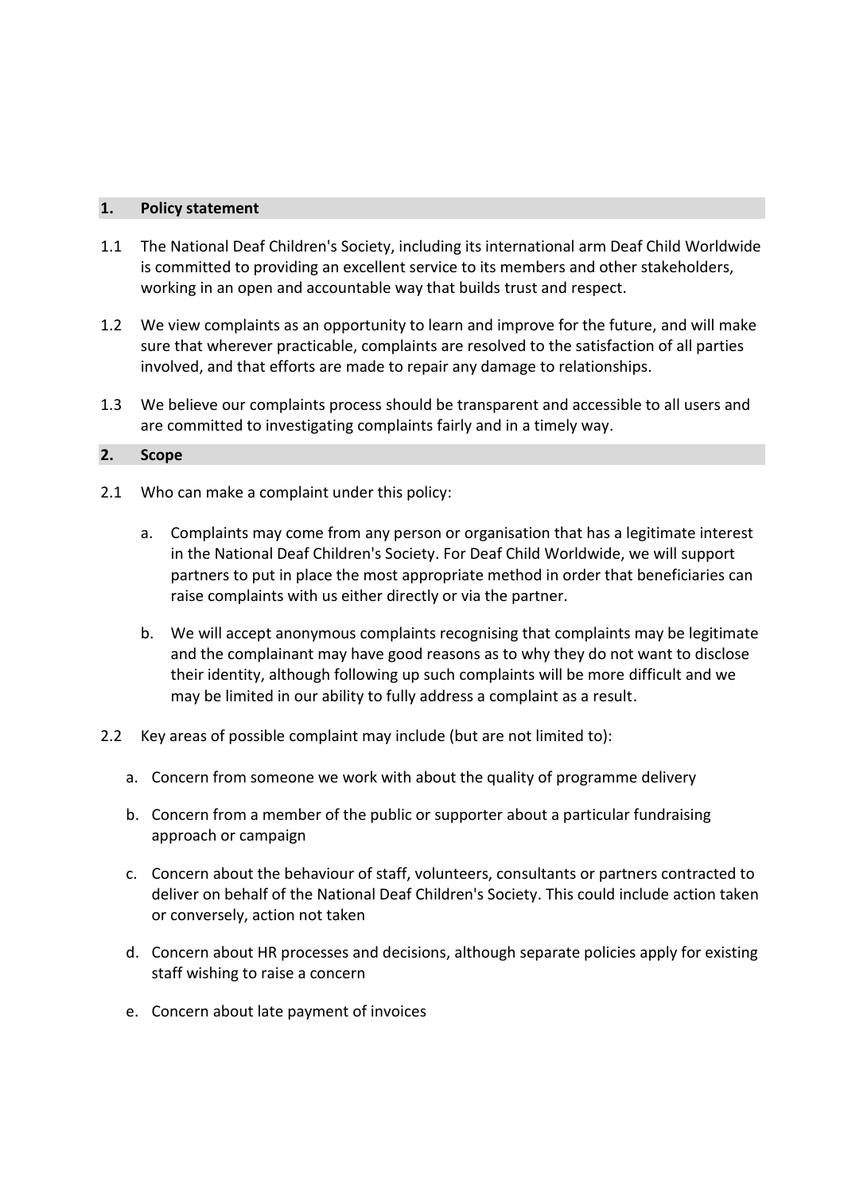## 1. Policy statement

1.1 The National Deaf Children's Society, including its international arm Deaf Child Worldwide is committed to providing an excellent service to its members and other stakeholders, working in an open and accountable way that builds trust and respect.

1.2 We view complaints as an opportunity to learn and improve for the future, and will make sure that wherever practicable, complaints are resolved to the satisfaction of all parties involved, and that efforts are made to repair any damage to relationships.

1.3 We believe our complaints process should be transparent and accessible to all users and are committed to investigating complaints fairly and in a timely way.

## 2. Scope

2.1 Who can make a complaint under this policy:

   a. Complaints may come from any person or organisation that has a legitimate interest in the National Deaf Children's Society. For Deaf Child Worldwide, we will support partners to put in place the most appropriate method in order that beneficiaries can raise complaints with us either directly or via the partner.

   b. We will accept anonymous complaints recognising that complaints may be legitimate and the complainant may have good reasons as to why they do not want to disclose their identity, although following up such complaints will be more difficult and we may be limited in our ability to fully address a complaint as a result.

2.2 Key areas of possible complaint may include (but are not limited to):

   a. Concern from someone we work with about the quality of programme delivery

   b. Concern from a member of the public or supporter about a particular fundraising approach or campaign

   c. Concern about the behaviour of staff, volunteers, consultants or partners contracted to deliver on behalf of the National Deaf Children's Society. This could include action taken or conversely, action not taken

   d. Concern about HR processes and decisions, although separate policies apply for existing staff wishing to raise a concern

   e. Concern about late payment of invoices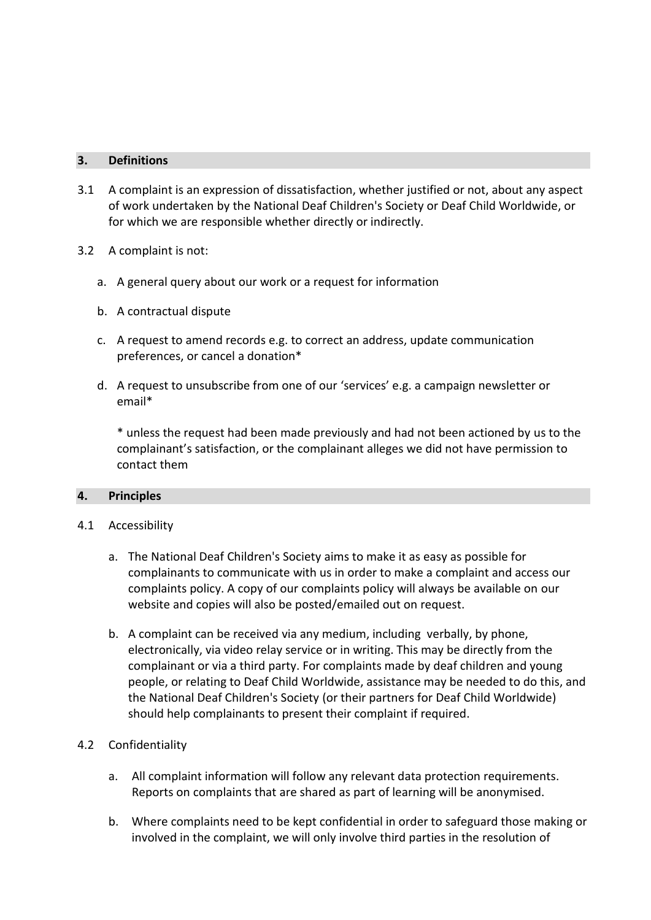## 3. Definitions

3.1 A complaint is an expression of dissatisfaction, whether justified or not, about any aspect of work undertaken by the National Deaf Children's Society or Deaf Child Worldwide, or for which we are responsible whether directly or indirectly.

3.2 A complaint is not:

a. A general query about our work or a request for information

b. A contractual dispute

c. A request to amend records e.g. to correct an address, update communication preferences, or cancel a donation*

d. A request to unsubscribe from one of our 'services' e.g. a campaign newsletter or email*

   * unless the request had been made previously and had not been actioned by us to the complainant's satisfaction, or the complainant alleges we did not have permission to contact them

## 4. Principles

4.1 Accessibility

a. The National Deaf Children's Society aims to make it as easy as possible for complainants to communicate with us in order to make a complaint and access our complaints policy. A copy of our complaints policy will always be available on our website and copies will also be posted/emailed out on request.

b. A complaint can be received via any medium, including verbally, by phone, electronically, via video relay service or in writing. This may be directly from the complainant or via a third party. For complaints made by deaf children and young people, or relating to Deaf Child Worldwide, assistance may be needed to do this, and the National Deaf Children's Society (or their partners for Deaf Child Worldwide) should help complainants to present their complaint if required.

4.2 Confidentiality

a. All complaint information will follow any relevant data protection requirements. Reports on complaints that are shared as part of learning will be anonymised.

b. Where complaints need to be kept confidential in order to safeguard those making or involved in the complaint, we will only involve third parties in the resolution of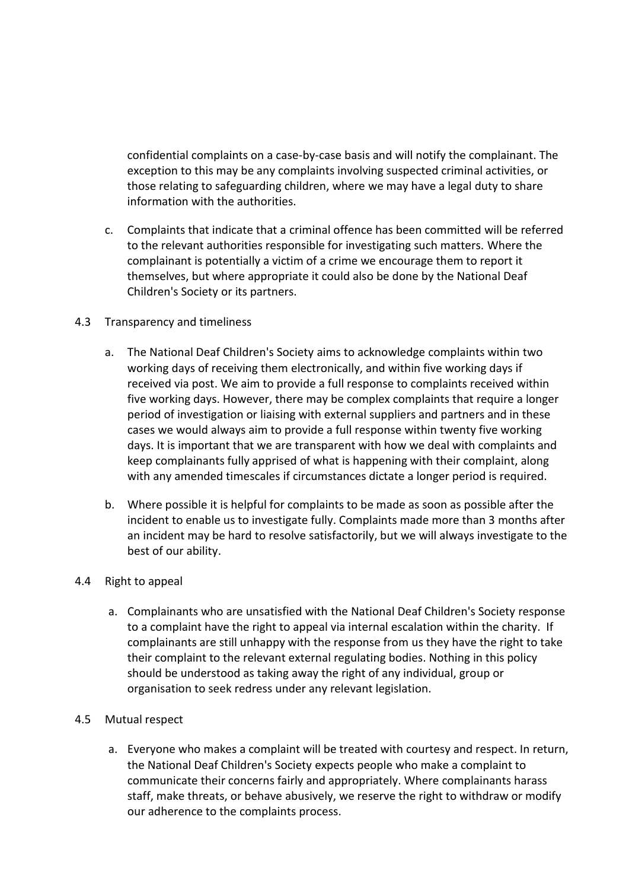confidential complaints on a case-by-case basis and will notify the complainant. The exception to this may be any complaints involving suspected criminal activities, or those relating to safeguarding children, where we may have a legal duty to share information with the authorities.

c. Complaints that indicate that a criminal offence has been committed will be referred to the relevant authorities responsible for investigating such matters. Where the complainant is potentially a victim of a crime we encourage them to report it themselves, but where appropriate it could also be done by the National Deaf Children's Society or its partners.

4.3 Transparency and timeliness

a. The National Deaf Children's Society aims to acknowledge complaints within two working days of receiving them electronically, and within five working days if received via post. We aim to provide a full response to complaints received within five working days. However, there may be complex complaints that require a longer period of investigation or liaising with external suppliers and partners and in these cases we would always aim to provide a full response within twenty five working days. It is important that we are transparent with how we deal with complaints and keep complainants fully apprised of what is happening with their complaint, along with any amended timescales if circumstances dictate a longer period is required.

b. Where possible it is helpful for complaints to be made as soon as possible after the incident to enable us to investigate fully. Complaints made more than 3 months after an incident may be hard to resolve satisfactorily, but we will always investigate to the best of our ability.

4.4 Right to appeal

a. Complainants who are unsatisfied with the National Deaf Children's Society response to a complaint have the right to appeal via internal escalation within the charity. If complainants are still unhappy with the response from us they have the right to take their complaint to the relevant external regulating bodies. Nothing in this policy should be understood as taking away the right of any individual, group or organisation to seek redress under any relevant legislation.

4.5 Mutual respect

a. Everyone who makes a complaint will be treated with courtesy and respect. In return, the National Deaf Children's Society expects people who make a complaint to communicate their concerns fairly and appropriately. Where complainants harass staff, make threats, or behave abusively, we reserve the right to withdraw or modify our adherence to the complaints process.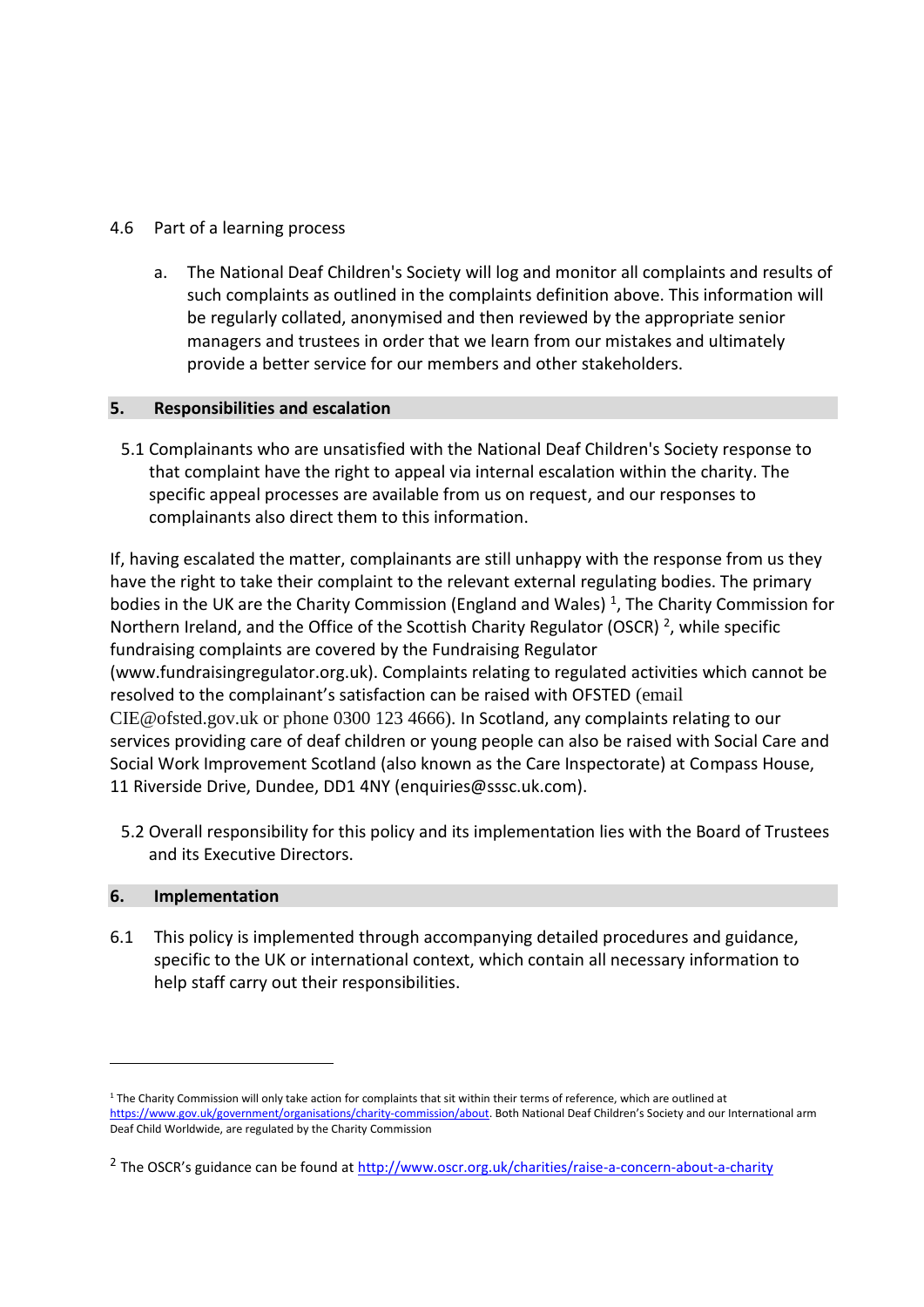4.6 Part of a learning process

a. The National Deaf Children's Society will log and monitor all complaints and results of such complaints as outlined in the complaints definition above. This information will be regularly collated, anonymised and then reviewed by the appropriate senior managers and trustees in order that we learn from our mistakes and ultimately provide a better service for our members and other stakeholders.

## 5. Responsibilities and escalation

5.1 Complainants who are unsatisfied with the National Deaf Children's Society response to that complaint have the right to appeal via internal escalation within the charity. The specific appeal processes are available from us on request, and our responses to complainants also direct them to this information.

If, having escalated the matter, complainants are still unhappy with the response from us they have the right to take their complaint to the relevant external regulating bodies. The primary bodies in the UK are the Charity Commission (England and Wales) [1], The Charity Commission for Northern Ireland, and the Office of the Scottish Charity Regulator (OSCR) [2], while specific fundraising complaints are covered by the Fundraising Regulator (www.fundraisingregulator.org.uk). Complaints relating to regulated activities which cannot be resolved to the complainant's satisfaction can be raised with OFSTED (email CIE@ofsted.gov.uk or phone 0300 123 4666). In Scotland, any complaints relating to our services providing care of deaf children or young people can also be raised with Social Care and Social Work Improvement Scotland (also known as the Care Inspectorate) at Compass House, 11 Riverside Drive, Dundee, DD1 4NY (enquiries@sssc.uk.com).

5.2 Overall responsibility for this policy and its implementation lies with the Board of Trustees and its Executive Directors.

## 6. Implementation

6.1 This policy is implemented through accompanying detailed procedures and guidance, specific to the UK or international context, which contain all necessary information to help staff carry out their responsibilities.

---

[1] The Charity Commission will only take action for complaints that sit within their terms of reference, which are outlined at https://www.gov.uk/government/organisations/charity-commission/about. Both National Deaf Children's Society and our International arm Deaf Child Worldwide, are regulated by the Charity Commission

[2] The OSCR's guidance can be found at http://www.oscr.org.uk/charities/raise-a-concern-about-a-charity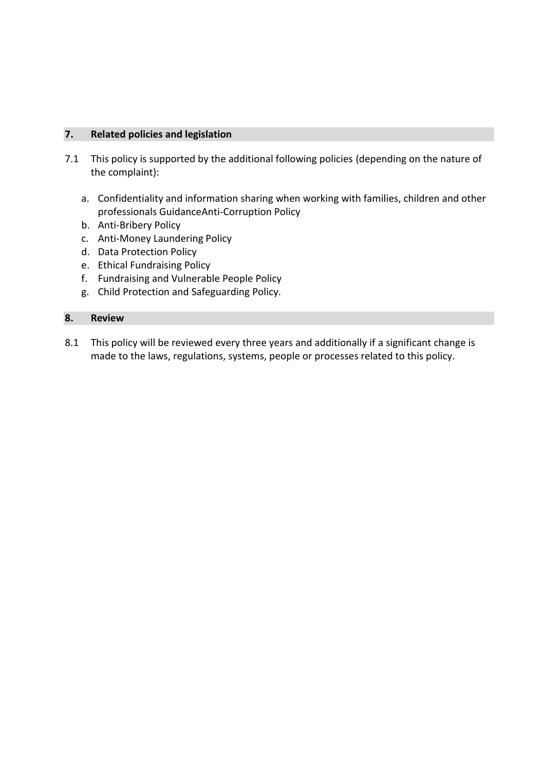## 7. Related policies and legislation

7.1 This policy is supported by the additional following policies (depending on the nature of the complaint):

a. Confidentiality and information sharing when working with families, children and other professionals GuidanceAnti-Corruption Policy
b. Anti-Bribery Policy
c. Anti-Money Laundering Policy
d. Data Protection Policy
e. Ethical Fundraising Policy
f. Fundraising and Vulnerable People Policy
g. Child Protection and Safeguarding Policy.

## 8. Review

8.1 This policy will be reviewed every three years and additionally if a significant change is made to the laws, regulations, systems, people or processes related to this policy.